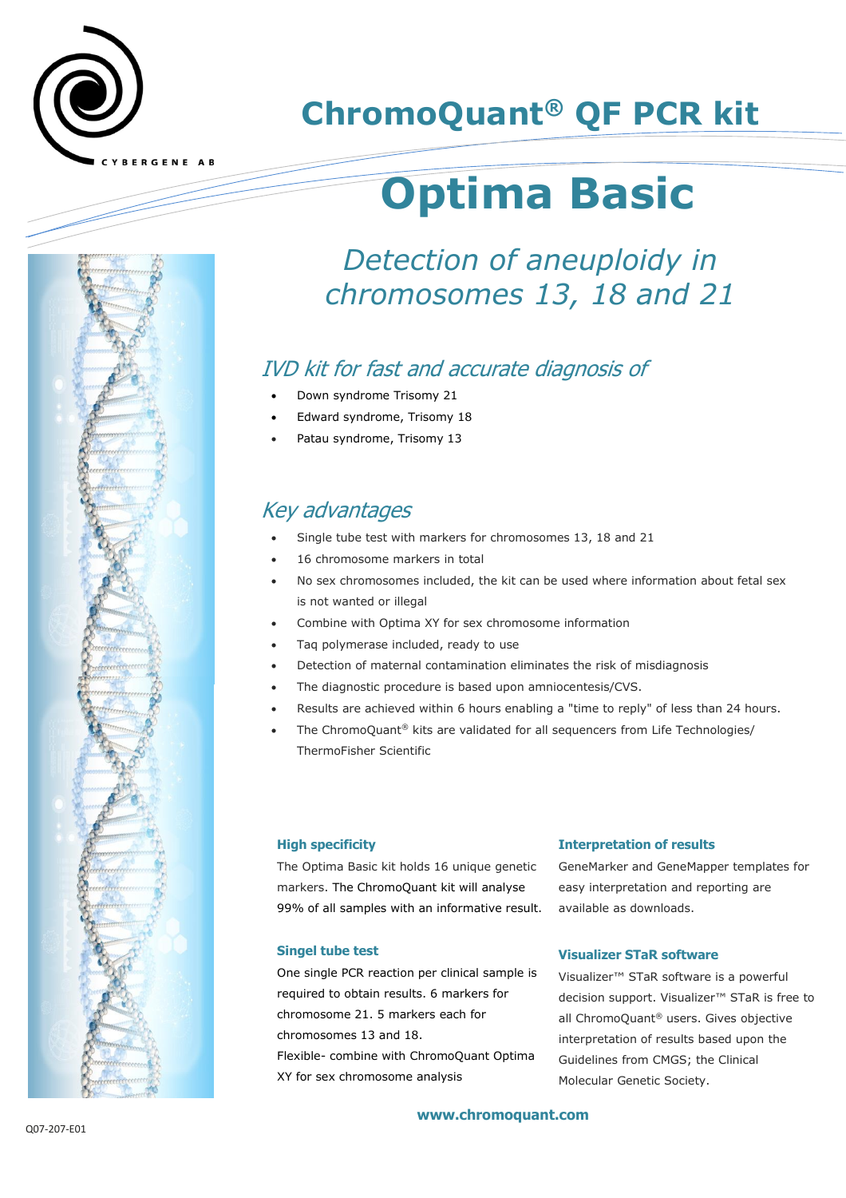CYBERGENE AB

# ChromoQuant® QF PCR kit

# Optima Basic

## *Detection of aneuploidy in chromosomes 13, 18 and 21*

## *IVD kit for fast and accurate diagnosis of*

- Down syndrome Trisomy 21
- Edward syndrome, Trisomy 18
- Patau syndrome, Trisomy 13

## *Key advantages*

- Single tube test with markers for chromosomes 13, 18 and 21
- 16 chromosome markers in total
- No sex chromosomes included, the kit can be used where information about fetal sex is not wanted or illegal
- Combine with Optima XY for sex chromosome information
- Taq polymerase included, ready to use
- Detection of maternal contamination eliminates the risk of misdiagnosis
- The diagnostic procedure is based upon amniocentesis/CVS.
- Results are achieved within 6 hours enabling a "time to reply" of less than 24 hours.
- The ChromoQuant® kits are validated for all sequencers from Life Technologies/ ThermoFisher Scientific

### High specificity

The Optima Basic kit holds 16 unique genetic markers. The ChromoQuant kit will analyse 99% of all samples with an informative result.

### Singel tube test

One single PCR reaction per clinical sample is required to obtain results. 6 markers for chromosome 21. 5 markers each for chromosomes 13 and 18.
Flexible- combine with ChromoQuant Optima XY for sex chromosome analysis

### Interpretation of results

GeneMarker and GeneMapper templates for easy interpretation and reporting are available as downloads.

### Visualizer STaR software

Visualizer™ STaR software is a powerful decision support. Visualizer™ STaR is free to all ChromoQuant® users. Gives objective interpretation of results based upon the Guidelines from CMGS; the Clinical Molecular Genetic Society.

**www.chromoquant.com**

Q07-207-E01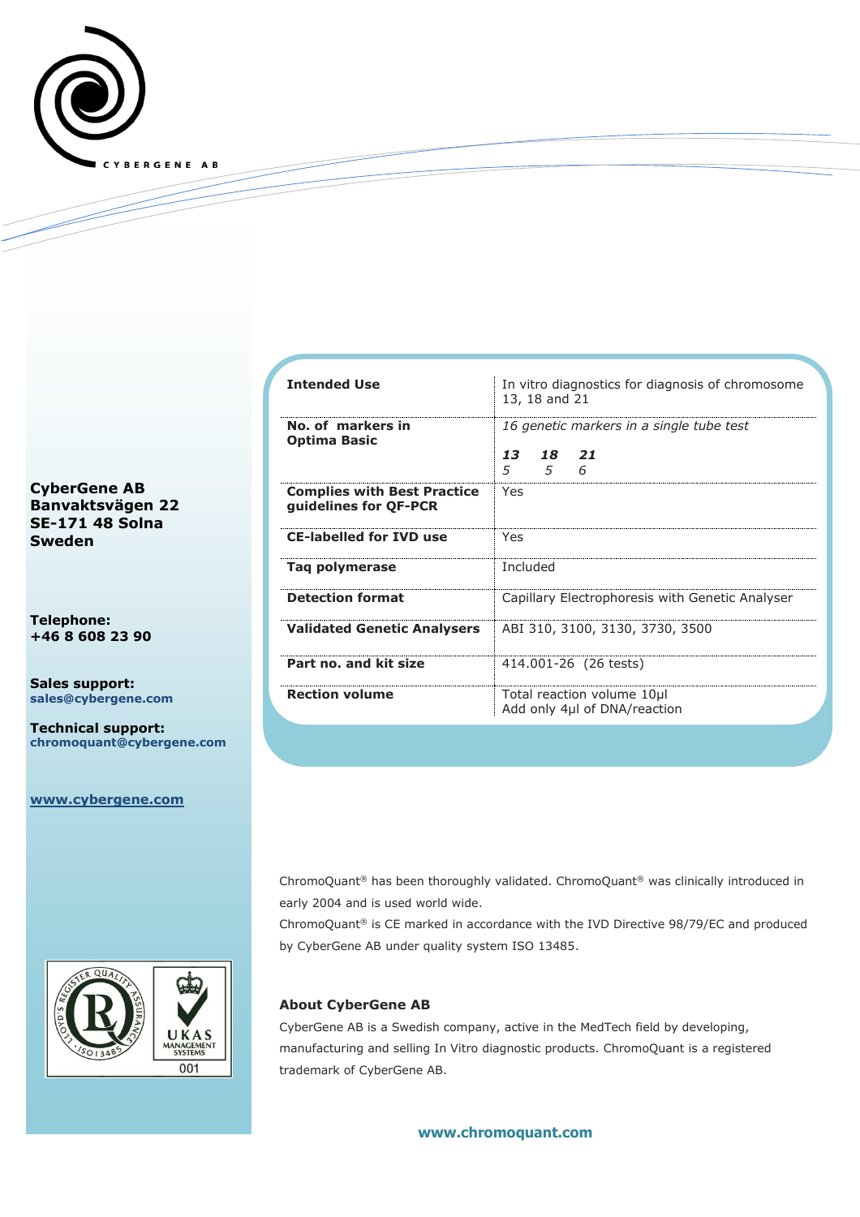CYBERGENE AB

**CyberGene AB**
**Banvaktsvägen 22**
**SE-171 48 Solna**
**Sweden**

**Telephone:**
**+46 8 608 23 90**

**Sales support:**
**sales@cybergene.com**

**Technical support:**
**chromoquant@cybergene.com**

**www.cybergene.com**

| | |
|---|---|
| **Intended Use** | In vitro diagnostics for diagnosis of chromosome 13, 18 and 21 |
| **No. of markers in Optima Basic** | *16 genetic markers in a single tube test*<br>***13*** ***18*** ***21***<br>*5* *5* *6* |
| **Complies with Best Practice guidelines for QF-PCR** | Yes |
| **CE-labelled for IVD use** | Yes |
| **Taq polymerase** | Included |
| **Detection format** | Capillary Electrophoresis with Genetic Analyser |
| **Validated Genetic Analysers** | ABI 310, 3100, 3130, 3730, 3500 |
| **Part no. and kit size** | 414.001-26 (26 tests) |
| **Rection volume** | Total reaction volume 10µl<br>Add only 4µl of DNA/reaction |

ChromoQuant® has been thoroughly validated. ChromoQuant® was clinically introduced in early 2004 and is used world wide.
ChromoQuant® is CE marked in accordance with the IVD Directive 98/79/EC and produced by CyberGene AB under quality system ISO 13485.

### About CyberGene AB

CyberGene AB is a Swedish company, active in the MedTech field by developing, manufacturing and selling In Vitro diagnostic products. ChromoQuant is a registered trademark of CyberGene AB.

LLOYD'S REGISTER QUALITY ASSURANCE ISO 13485

UKAS MANAGEMENT SYSTEMS 001

**www.chromoquant.com**